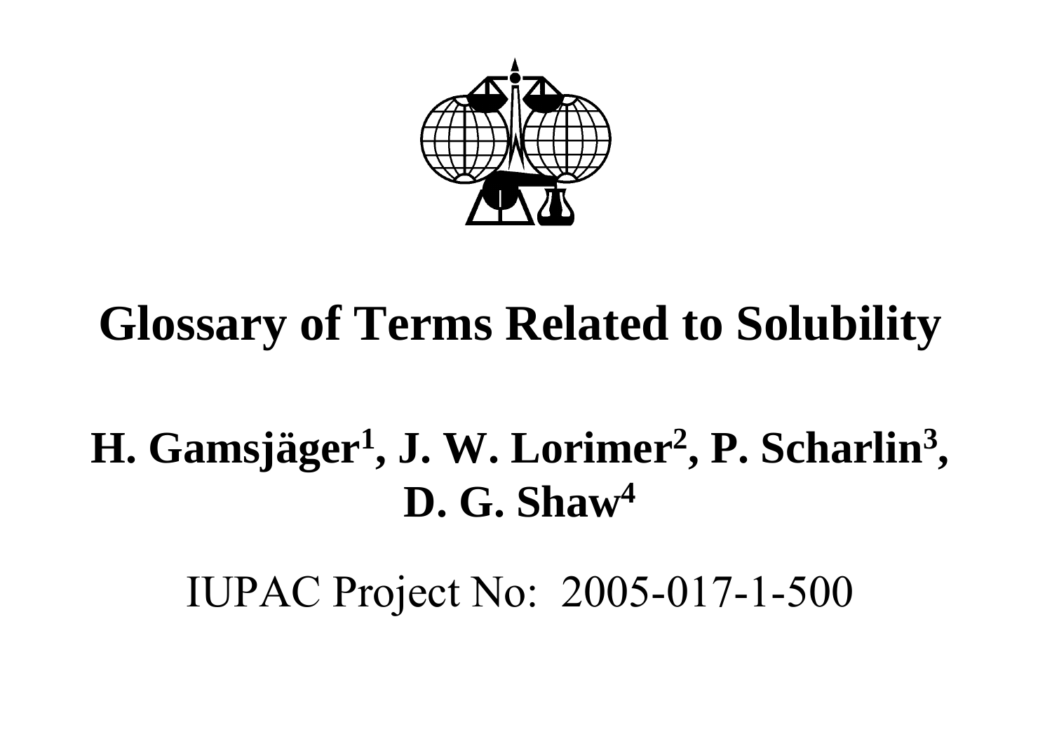# Glossary of Terms Related to Solubility

## H. Gamsjäger[1], J. W. Lorimer[2], P. Scharlin[3], D. G. Shaw[4]

IUPAC Project No: 2005-017-1-500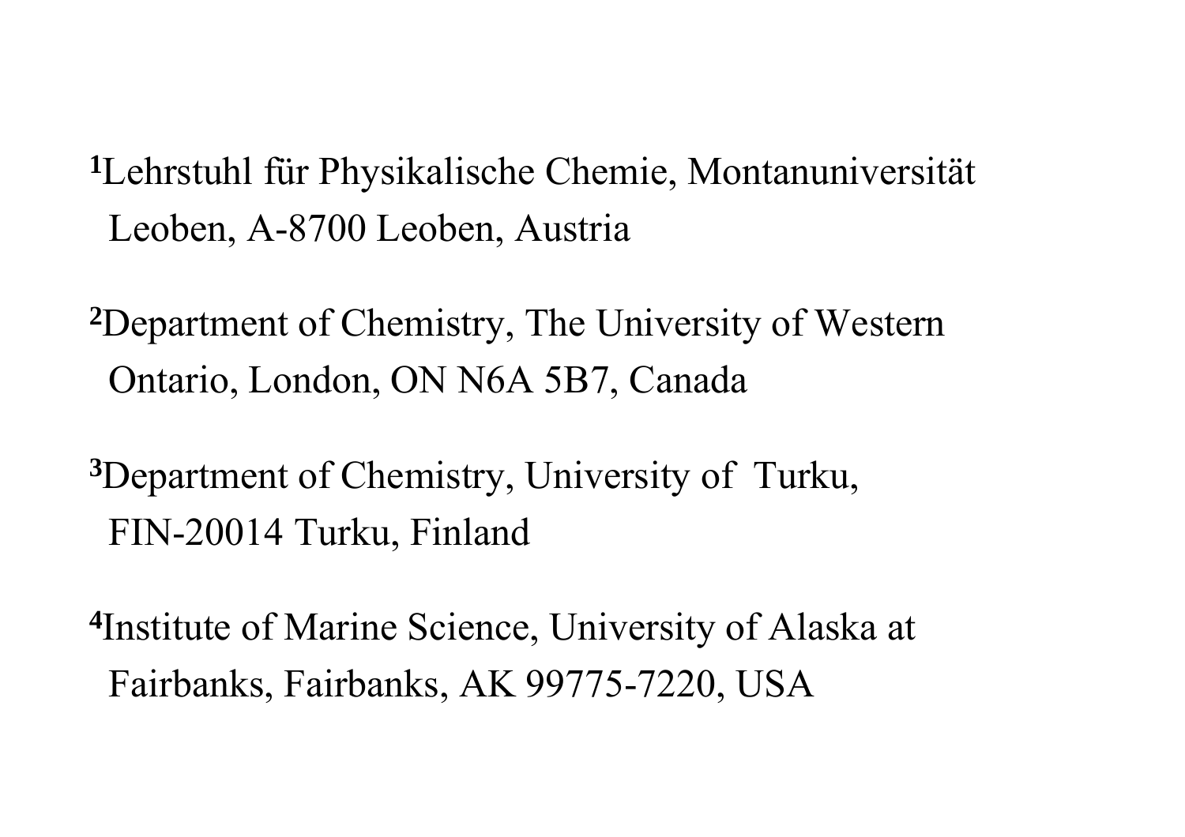[1]Lehrstuhl für Physikalische Chemie, Montanuniversität Leoben, A-8700 Leoben, Austria

[2]Department of Chemistry, The University of Western Ontario, London, ON N6A 5B7, Canada

[3]Department of Chemistry, University of Turku, FIN-20014 Turku, Finland

[4]Institute of Marine Science, University of Alaska at Fairbanks, Fairbanks, AK 99775-7220, USA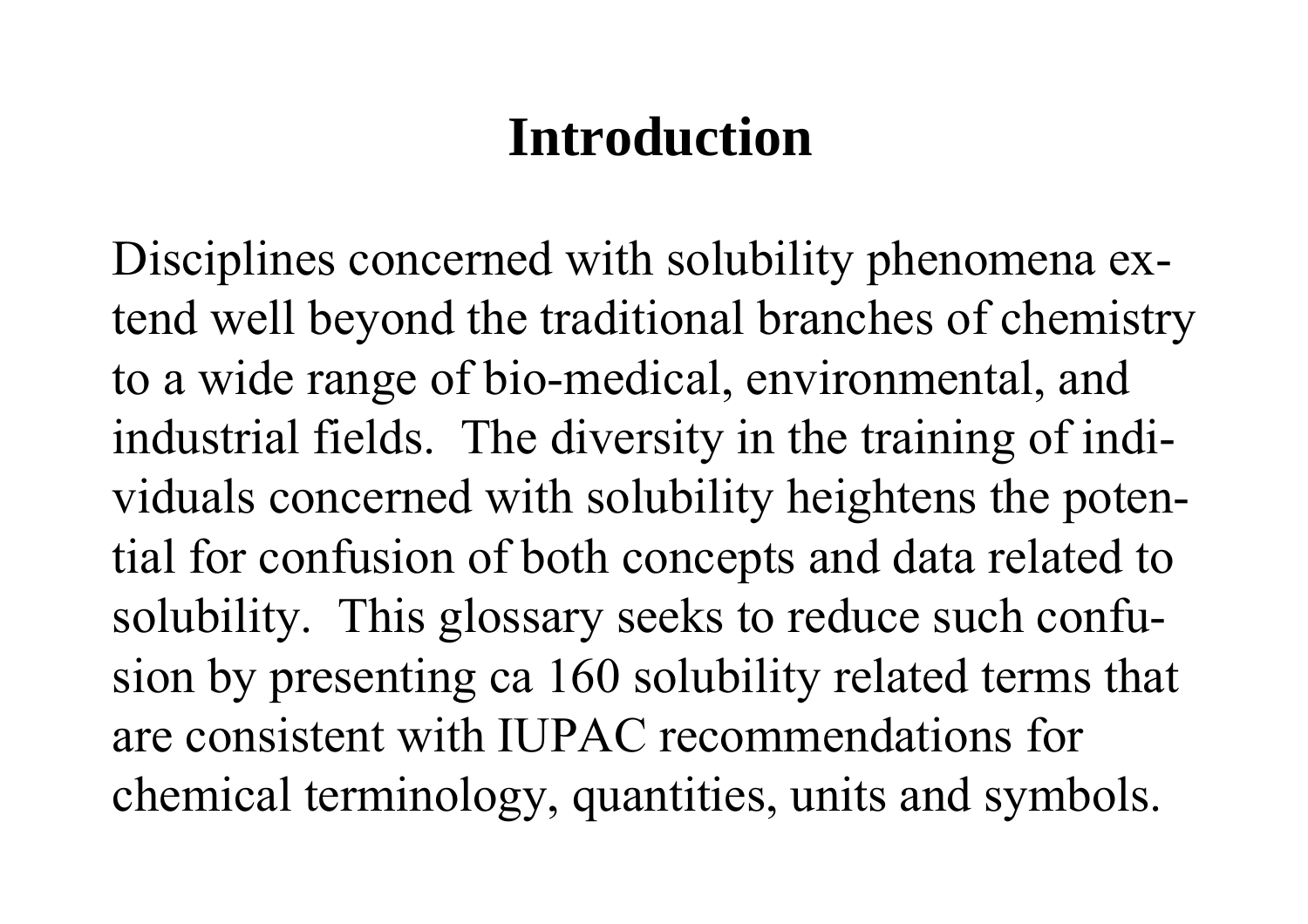# Introduction

Disciplines concerned with solubility phenomena extend well beyond the traditional branches of chemistry to a wide range of bio-medical, environmental, and industrial fields. The diversity in the training of individuals concerned with solubility heightens the potential for confusion of both concepts and data related to solubility. This glossary seeks to reduce such confusion by presenting ca 160 solubility related terms that are consistent with IUPAC recommendations for chemical terminology, quantities, units and symbols.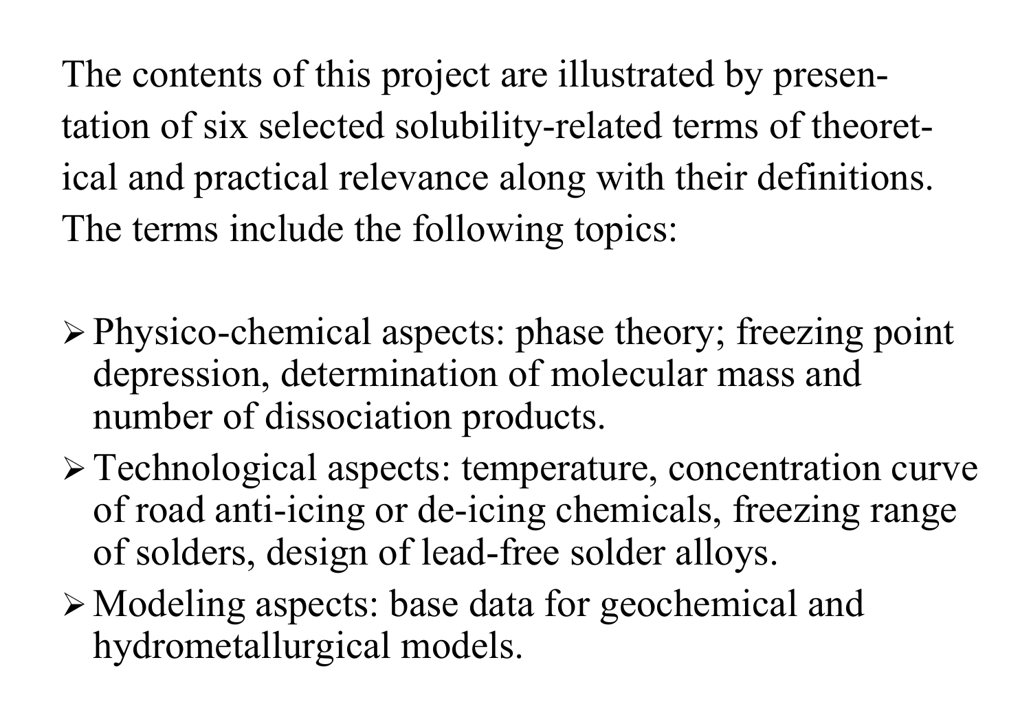The contents of this project are illustrated by presentation of six selected solubility-related terms of theoretical and practical relevance along with their definitions. The terms include the following topics:

- Physico-chemical aspects: phase theory; freezing point depression, determination of molecular mass and number of dissociation products.
- Technological aspects: temperature, concentration curve of road anti-icing or de-icing chemicals, freezing range of solders, design of lead-free solder alloys.
- Modeling aspects: base data for geochemical and hydrometallurgical models.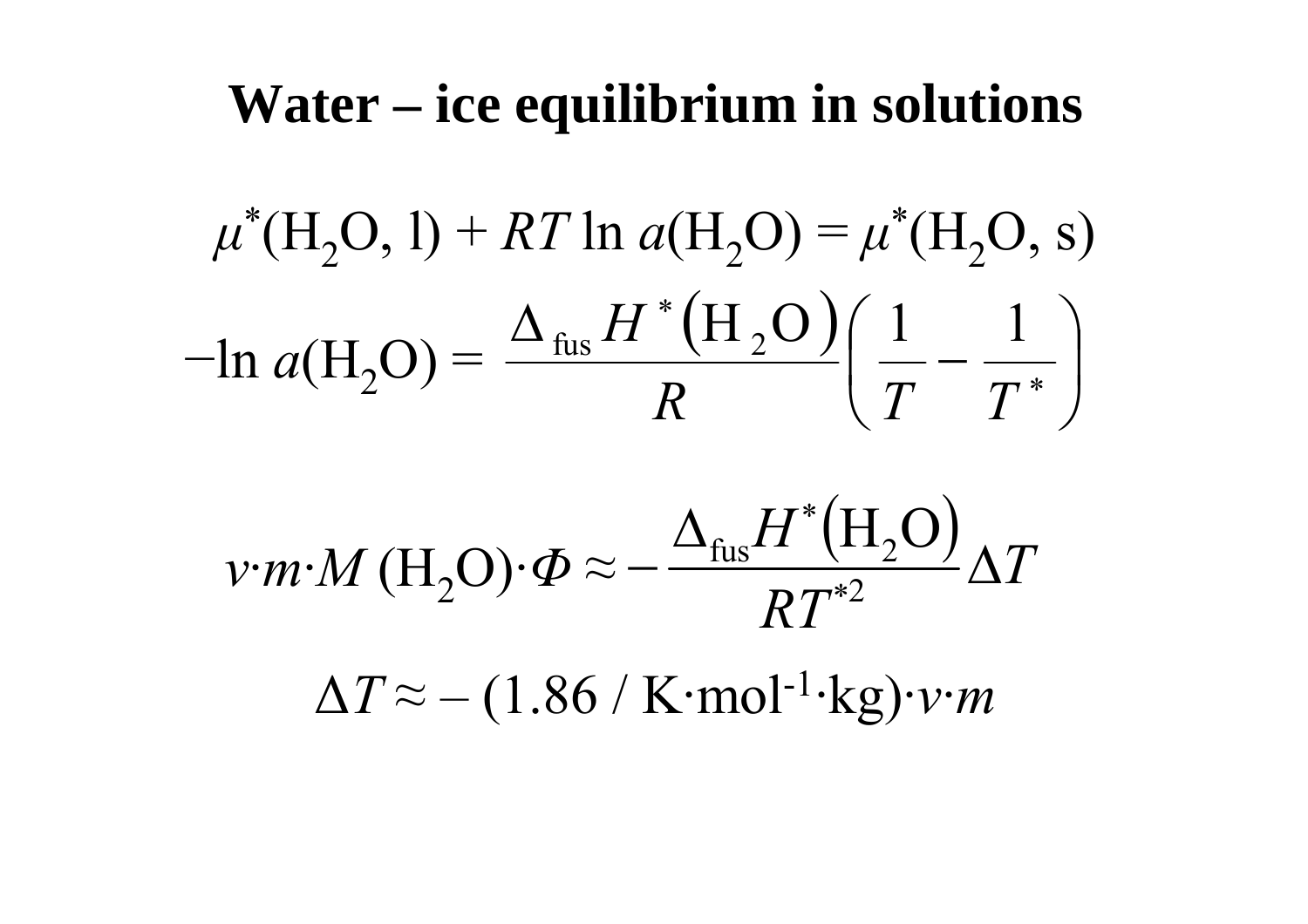# Water – ice equilibrium in solutions

$$\mu^*(\mathrm{H_2O,\,l}) + RT\ln a(\mathrm{H_2O}) = \mu^*(\mathrm{H_2O,\,s})$$

$$-\ln a(\mathrm{H_2O}) = \frac{\Delta_{\mathrm{fus}}H^*\left(\mathrm{H_2O}\right)}{R}\left(\frac{1}{T} - \frac{1}{T^*}\right)$$

$$v\cdot m\cdot M\,(\mathrm{H_2O})\cdot\Phi \approx -\frac{\Delta_{\mathrm{fus}}H^*\left(\mathrm{H_2O}\right)}{RT^{*2}}\Delta T$$

$$\Delta T \approx -\,(1.86\;/\;\mathrm{K\cdot mol^{-1}\cdot kg})\cdot v\cdot m$$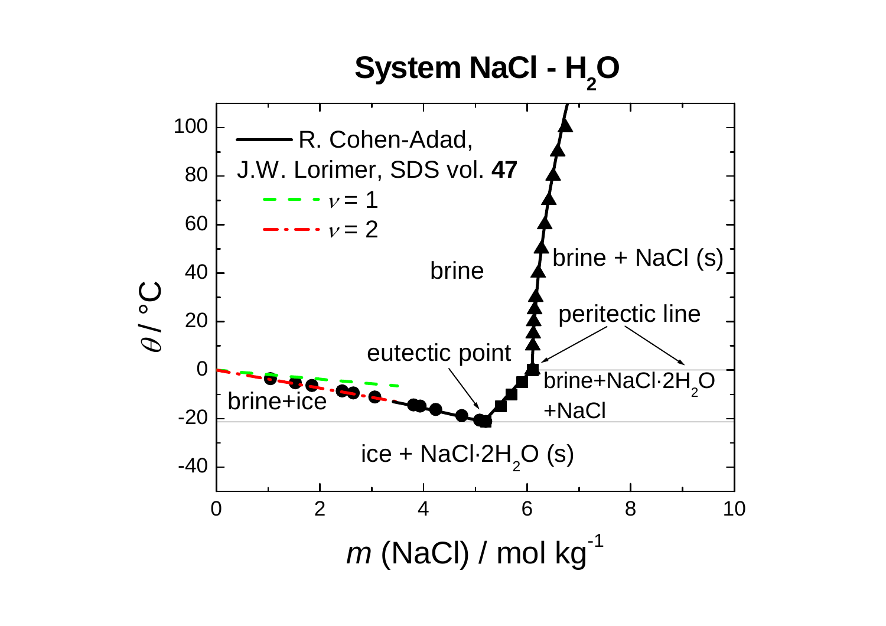# System NaCl - $H_2O$

R. Cohen-Adad, J.W. Lorimer, SDS vol. **47**

$\nu = 1$

$\nu = 2$

brine

brine + NaCl (s)

peritectic line

eutectic point

brine+ice

brine+$NaCl \cdot 2H_2O$ +NaCl

ice + $NaCl \cdot 2H_2O$ (s)

$\theta$ / °C

$m$ (NaCl) / mol kg$^{-1}$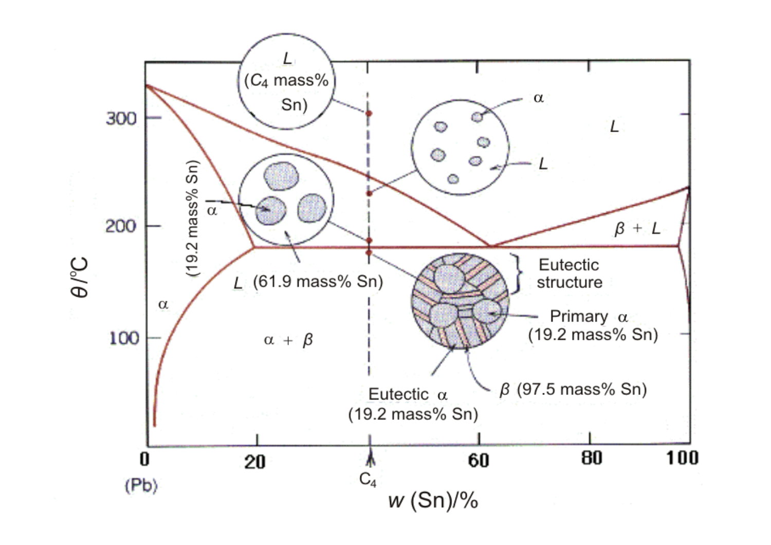L ($C_4$ mass% Sn)

α

L

L

α

(19.2 mass% Sn)

β + L

L (61.9 mass% Sn)

Eutectic structure

Primary α (19.2 mass% Sn)

α

α + β

Eutectic α (19.2 mass% Sn)

β (97.5 mass% Sn)

$\theta$/°C

300

200

100

0 (Pb)

20

60

80

100

$C_4$

$w$ (Sn)/%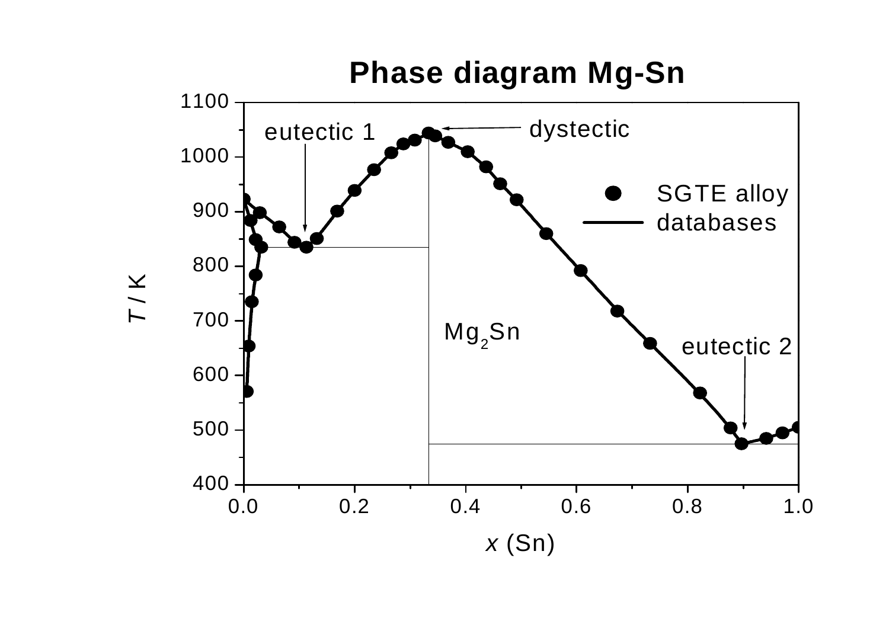**Phase diagram Mg-Sn**

$T$ / K

$x$ (Sn)

eutectic 1

dystectic

eutectic 2

$Mg_2Sn$

SGTE alloy databases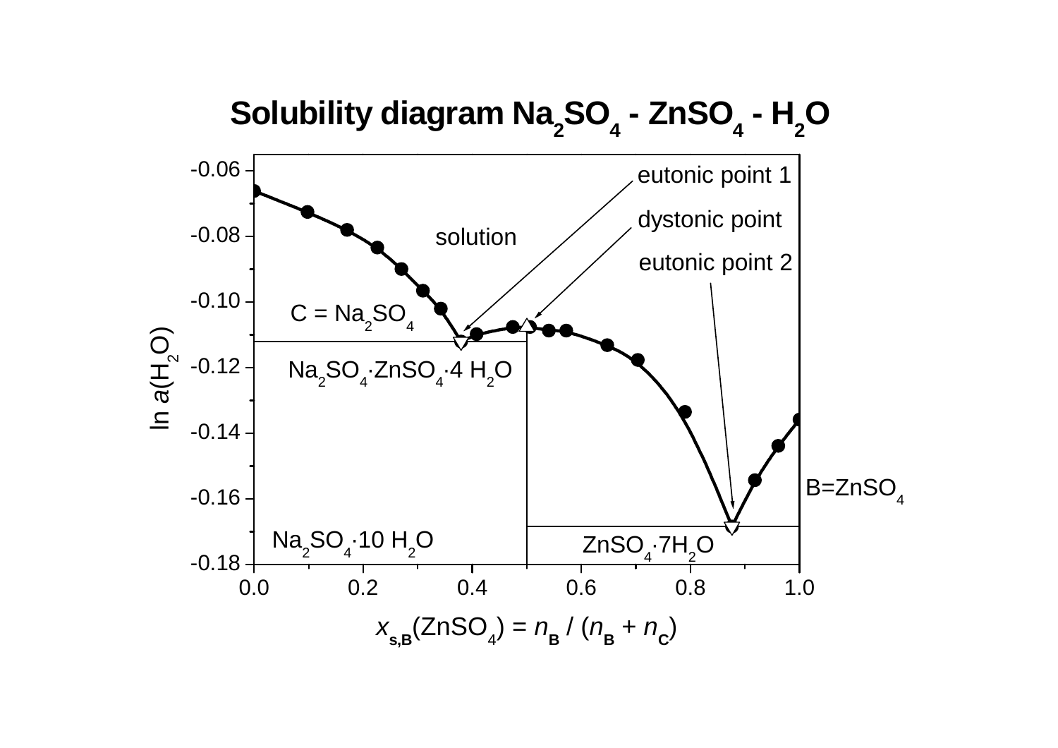# Solubility diagram $Na_2SO_4$ - $ZnSO_4$ - $H_2O$

eutonic point 1

dystonic point

eutonic point 2

solution

$C = Na_2SO_4$

$Na_2SO_4 \cdot ZnSO_4 \cdot 4\,H_2O$

$Na_2SO_4 \cdot 10\,H_2O$

$ZnSO_4 \cdot 7H_2O$

$B = ZnSO_4$

$\ln a(H_2O)$

$x_{s,B}(ZnSO_4) = n_B / (n_B + n_C)$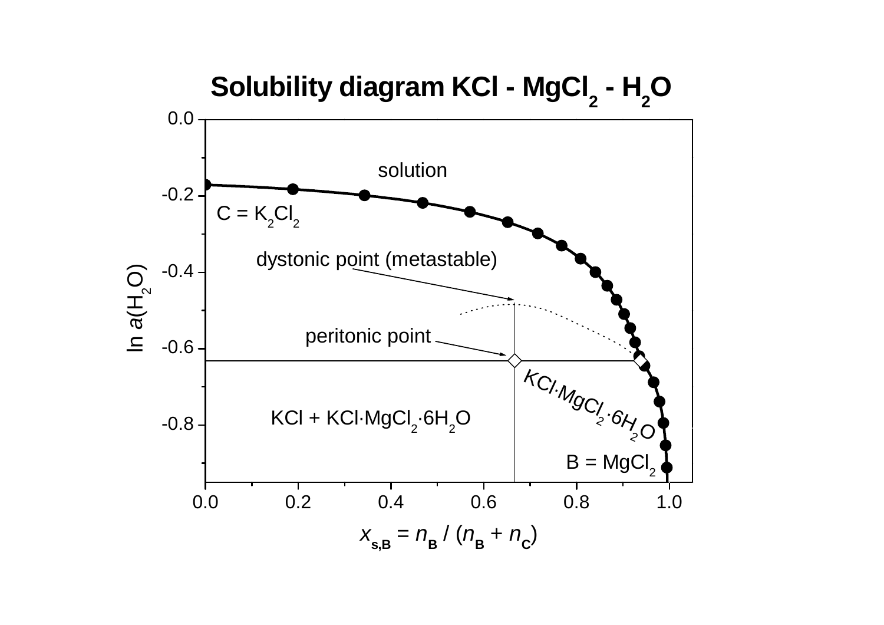# Solubility diagram KCl - $MgCl_2$ - $H_2O$

solution

C = $K_2Cl_2$

dystonic point (metastable)

peritonic point

KCl + $KCl \cdot MgCl_2 \cdot 6H_2O$

$KCl \cdot MgCl_2 \cdot 6H_2O$

B = $MgCl_2$

$\ln a(H_2O)$

$x_{s,B} = n_B / (n_B + n_C)$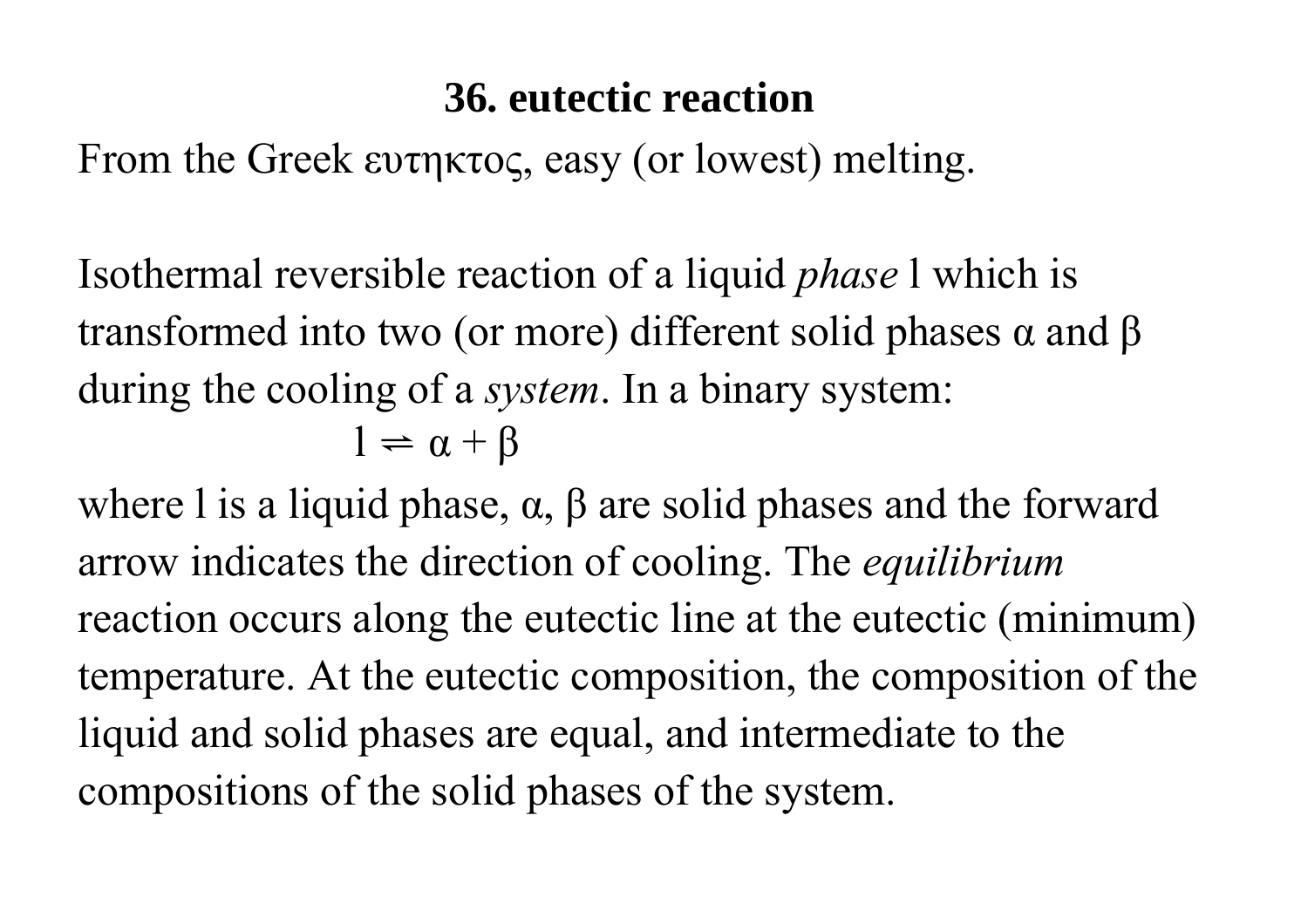## 36. eutectic reaction

From the Greek ευτηκτος, easy (or lowest) melting.

Isothermal reversible reaction of a liquid *phase* l which is transformed into two (or more) different solid phases α and β during the cooling of a *system*. In a binary system:

$$l \rightleftharpoons \alpha + \beta$$

where l is a liquid phase, α, β are solid phases and the forward arrow indicates the direction of cooling. The *equilibrium* reaction occurs along the eutectic line at the eutectic (minimum) temperature. At the eutectic composition, the composition of the liquid and solid phases are equal, and intermediate to the compositions of the solid phases of the system.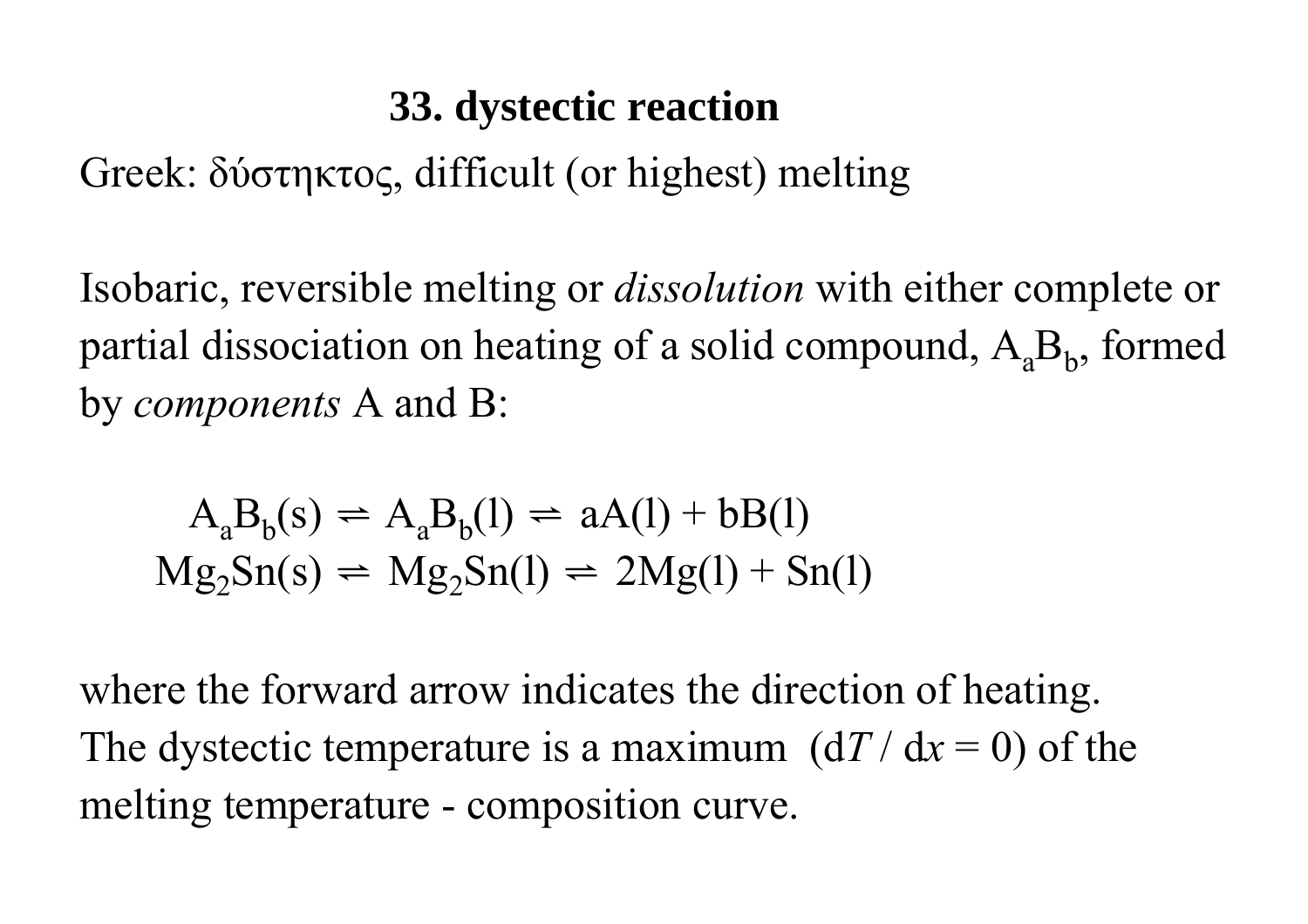## 33. dystectic reaction

Greek: δύστηκτος, difficult (or highest) melting

Isobaric, reversible melting or *dissolution* with either complete or partial dissociation on heating of a solid compound, $A_aB_b$, formed by *components* A and B:

$$A_aB_b(s) \rightleftharpoons A_aB_b(l) \rightleftharpoons aA(l) + bB(l)$$

$$Mg_2Sn(s) \rightleftharpoons Mg_2Sn(l) \rightleftharpoons 2Mg(l) + Sn(l)$$

where the forward arrow indicates the direction of heating. The dystectic temperature is a maximum ($\mathrm{d}T / \mathrm{d}x = 0$) of the melting temperature - composition curve.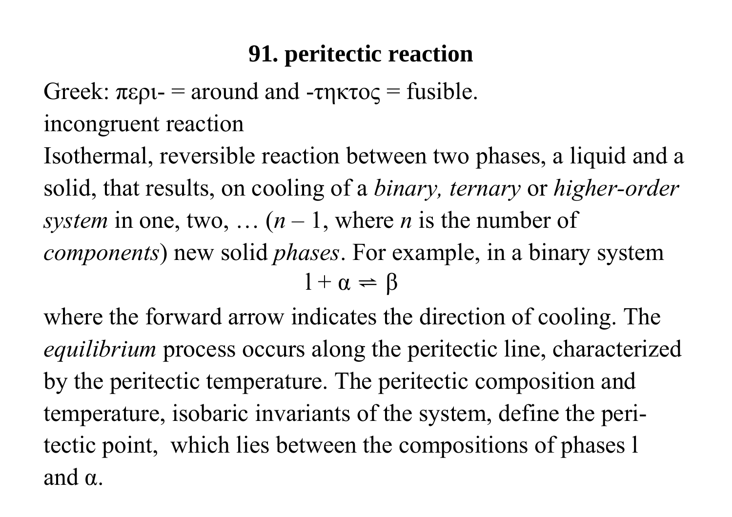# 91. peritectic reaction

Greek: περι- = around and -τηκτος = fusible.

incongruent reaction

Isothermal, reversible reaction between two phases, a liquid and a solid, that results, on cooling of a *binary, ternary* or *higher-order system* in one, two, … ($n - 1$, where $n$ is the number of *components*) new solid *phases*. For example, in a binary system

$$\mathrm{l} + \alpha \rightleftharpoons \beta$$

where the forward arrow indicates the direction of cooling. The *equilibrium* process occurs along the peritectic line, characterized by the peritectic temperature. The peritectic composition and temperature, isobaric invariants of the system, define the peritectic point, which lies between the compositions of phases l and α.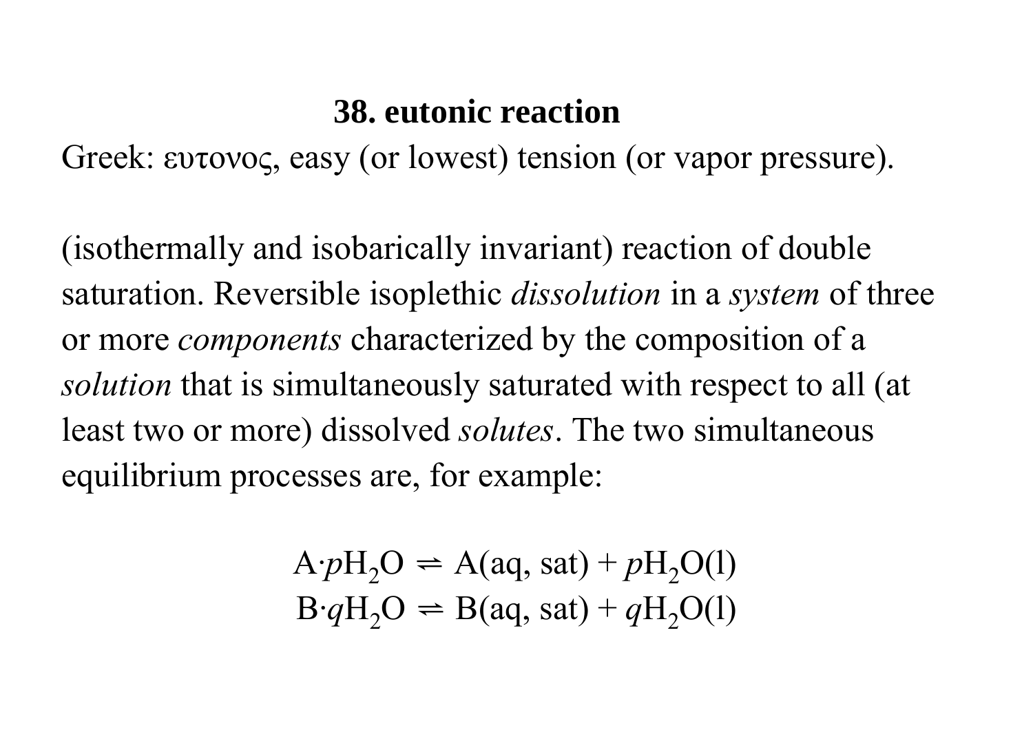## 38. eutonic reaction

Greek: ευτονος, easy (or lowest) tension (or vapor pressure).

(isothermally and isobarically invariant) reaction of double saturation. Reversible isoplethic *dissolution* in a *system* of three or more *components* characterized by the composition of a *solution* that is simultaneously saturated with respect to all (at least two or more) dissolved *solutes*. The two simultaneous equilibrium processes are, for example:

$$\mathrm{A}\cdot p\mathrm{H_2O} \rightleftharpoons \mathrm{A(aq,\ sat)} + p\mathrm{H_2O(l)}$$
$$\mathrm{B}\cdot q\mathrm{H_2O} \rightleftharpoons \mathrm{B(aq,\ sat)} + q\mathrm{H_2O(l)}$$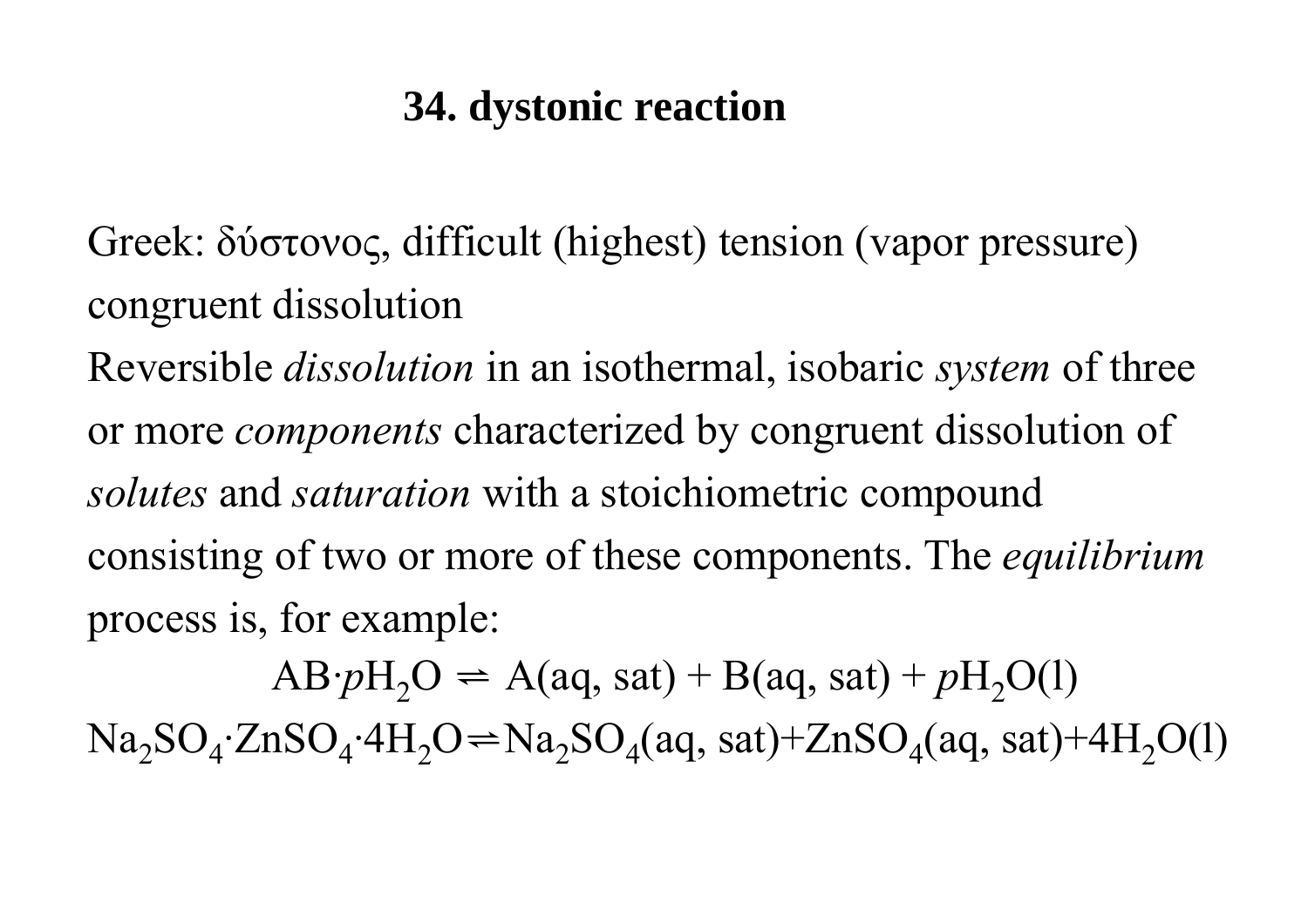## 34. dystonic reaction

Greek: δύστονος, difficult (highest) tension (vapor pressure)
congruent dissolution
Reversible *dissolution* in an isothermal, isobaric *system* of three or more *components* characterized by congruent dissolution of *solutes* and *saturation* with a stoichiometric compound consisting of two or more of these components. The *equilibrium* process is, for example:

$$AB \cdot pH_2O \rightleftharpoons A(aq, sat) + B(aq, sat) + pH_2O(l)$$

$$Na_2SO_4 \cdot ZnSO_4 \cdot 4H_2O \rightleftharpoons Na_2SO_4(aq, sat) + ZnSO_4(aq, sat) + 4H_2O(l)$$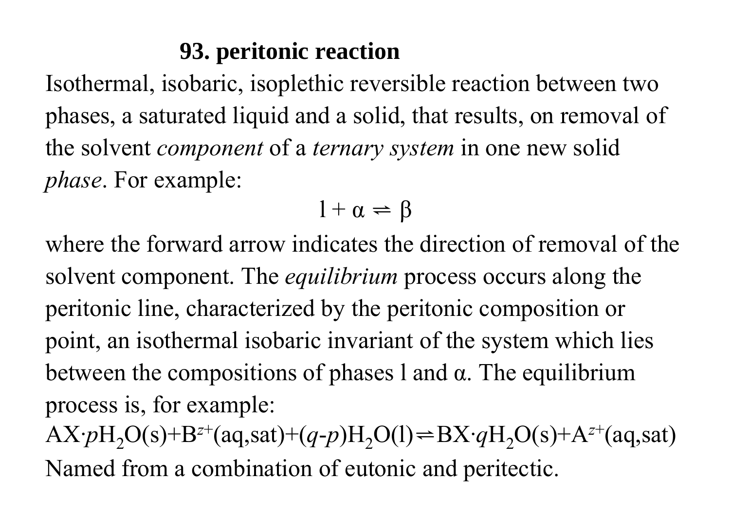### 93. peritonic reaction

Isothermal, isobaric, isoplethic reversible reaction between two phases, a saturated liquid and a solid, that results, on removal of the solvent *component* of a *ternary system* in one new solid *phase*. For example:

$$\mathrm{l} + \alpha \rightleftharpoons \beta$$

where the forward arrow indicates the direction of removal of the solvent component. The *equilibrium* process occurs along the peritonic line, characterized by the peritonic composition or point, an isothermal isobaric invariant of the system which lies between the compositions of phases l and α. The equilibrium process is, for example:

$$\mathrm{AX}\cdot p\mathrm{H_2O(s)} + \mathrm{B}^{z+}\mathrm{(aq,sat)} + (q\text{-}p)\mathrm{H_2O(l)} \rightleftharpoons \mathrm{BX}\cdot q\mathrm{H_2O(s)} + \mathrm{A}^{z+}\mathrm{(aq,sat)}$$

Named from a combination of eutonic and peritectic.